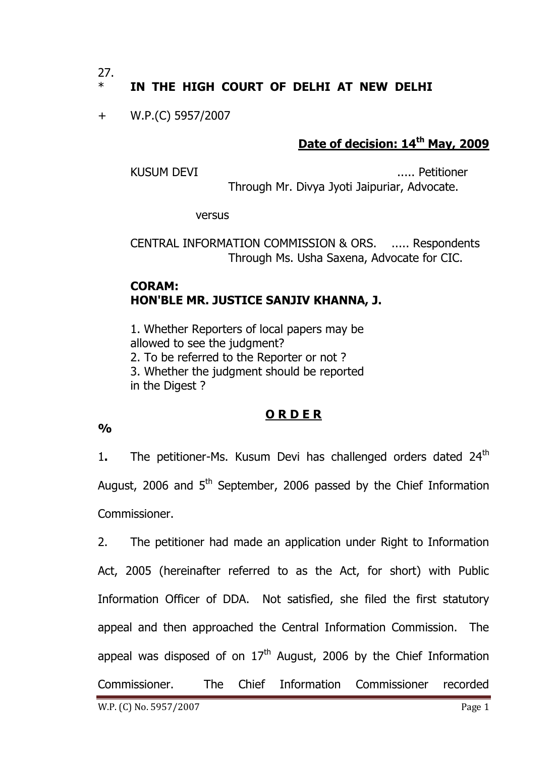27.

\* **IN THE HIGH COURT OF DELHI AT NEW DELHI**

\+ W.P.(C) 5957/2007

**Date of decision: 14th May, 2009**

KUSUM DEVI ..... Petitioner
Through Mr. Divya Jyoti Jaipuriar, Advocate.

versus

CENTRAL INFORMATION COMMISSION & ORS. ..... Respondents
Through Ms. Usha Saxena, Advocate for CIC.

**CORAM:**
**HON'BLE MR. JUSTICE SANJIV KHANNA, J.**

1. Whether Reporters of local papers may be allowed to see the judgment?
2. To be referred to the Reporter or not ?
3. Whether the judgment should be reported in the Digest ?

## O R D E R

%

**1.** The petitioner-Ms. Kusum Devi has challenged orders dated 24th August, 2006 and 5th September, 2006 passed by the Chief Information Commissioner.

2. The petitioner had made an application under Right to Information Act, 2005 (hereinafter referred to as the Act, for short) with Public Information Officer of DDA. Not satisfied, she filed the first statutory appeal and then approached the Central Information Commission. The appeal was disposed of on 17th August, 2006 by the Chief Information Commissioner. The Chief Information Commissioner recorded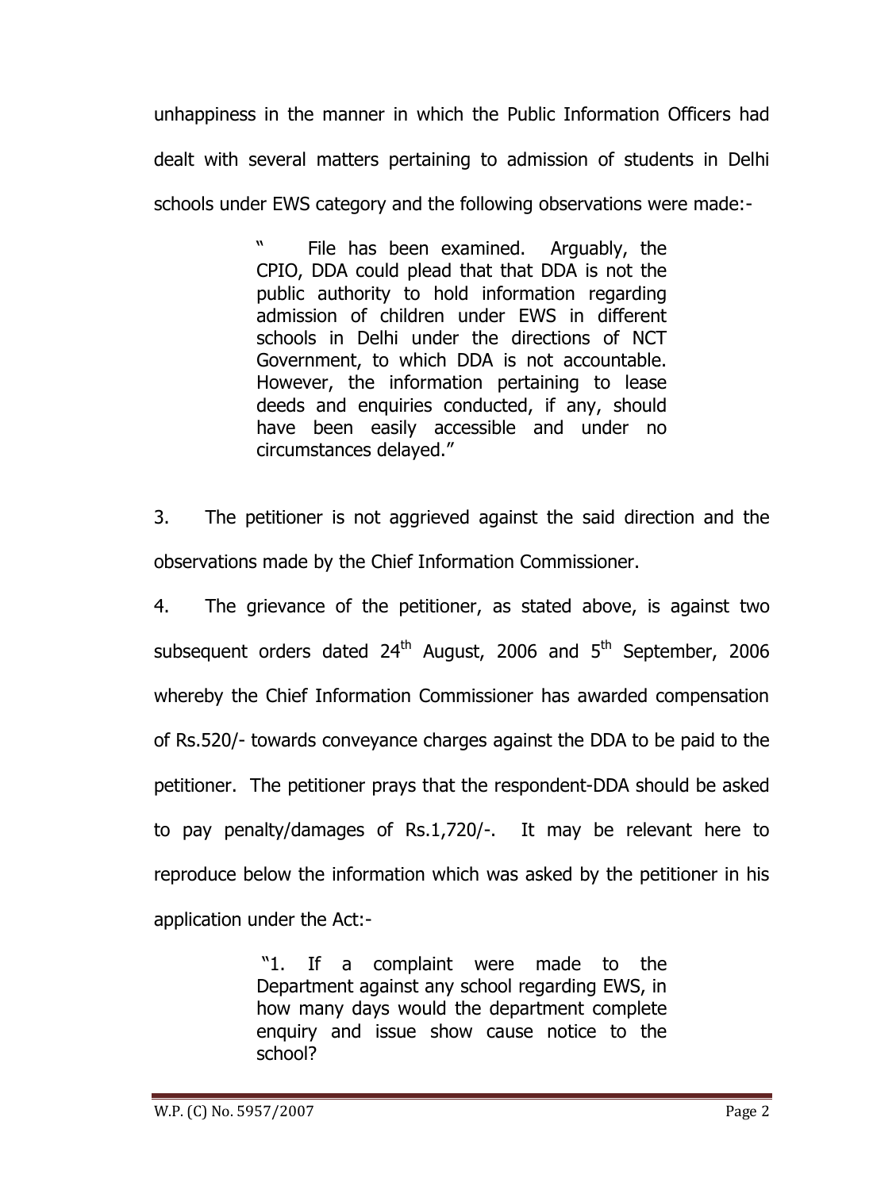unhappiness in the manner in which the Public Information Officers had dealt with several matters pertaining to admission of students in Delhi schools under EWS category and the following observations were made:-

> " File has been examined. Arguably, the CPIO, DDA could plead that that DDA is not the public authority to hold information regarding admission of children under EWS in different schools in Delhi under the directions of NCT Government, to which DDA is not accountable. However, the information pertaining to lease deeds and enquiries conducted, if any, should have been easily accessible and under no circumstances delayed."

3. The petitioner is not aggrieved against the said direction and the observations made by the Chief Information Commissioner.

4. The grievance of the petitioner, as stated above, is against two subsequent orders dated 24th August, 2006 and 5th September, 2006 whereby the Chief Information Commissioner has awarded compensation of Rs.520/- towards conveyance charges against the DDA to be paid to the petitioner. The petitioner prays that the respondent-DDA should be asked to pay penalty/damages of Rs.1,720/-. It may be relevant here to reproduce below the information which was asked by the petitioner in his application under the Act:-

> "1. If a complaint were made to the Department against any school regarding EWS, in how many days would the department complete enquiry and issue show cause notice to the school?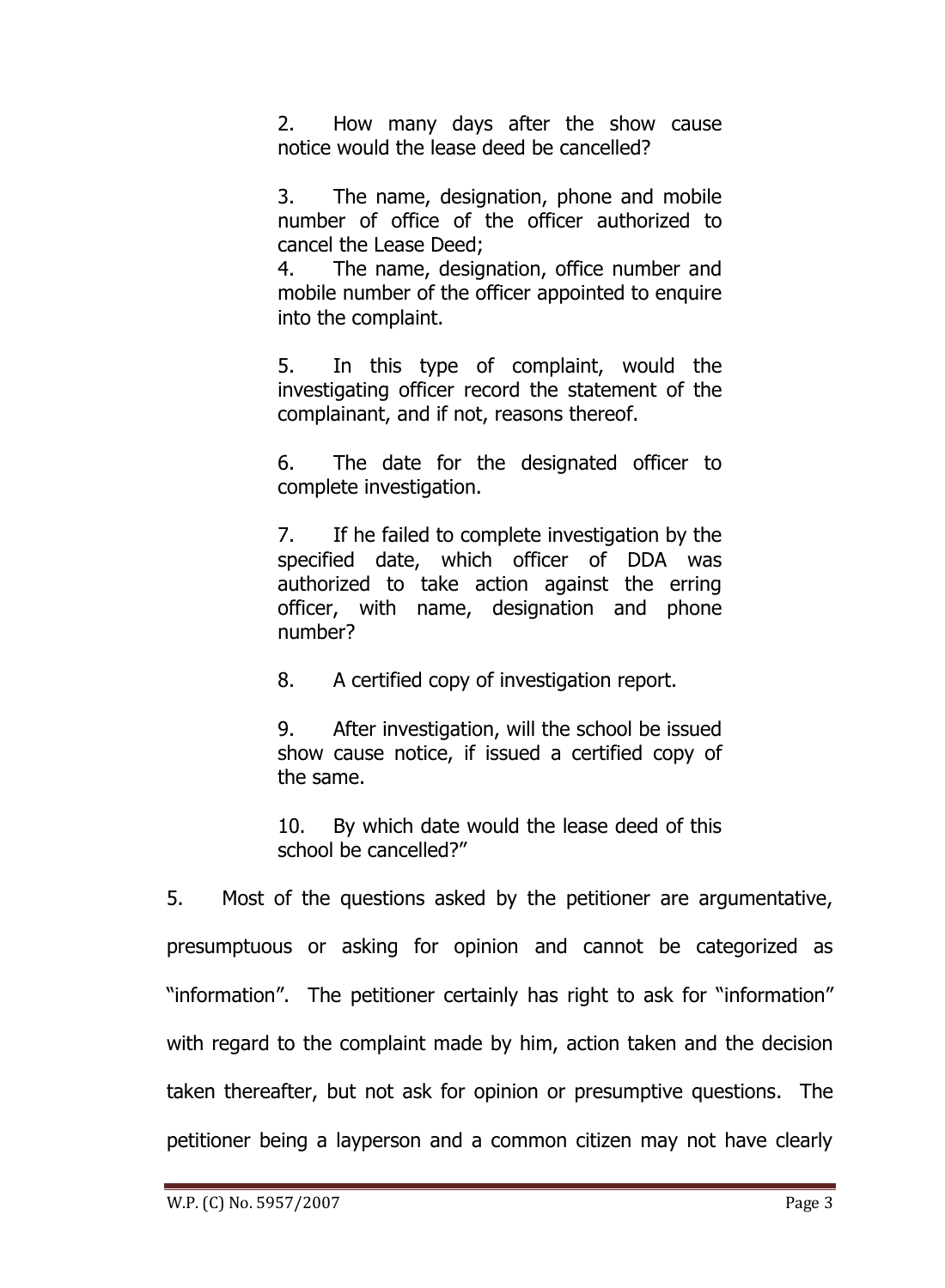> 2. How many days after the show cause notice would the lease deed be cancelled?
>
> 3. The name, designation, phone and mobile number of office of the officer authorized to cancel the Lease Deed;
> 4. The name, designation, office number and mobile number of the officer appointed to enquire into the complaint.
>
> 5. In this type of complaint, would the investigating officer record the statement of the complainant, and if not, reasons thereof.
>
> 6. The date for the designated officer to complete investigation.
>
> 7. If he failed to complete investigation by the specified date, which officer of DDA was authorized to take action against the erring officer, with name, designation and phone number?
>
> 8. A certified copy of investigation report.
>
> 9. After investigation, will the school be issued show cause notice, if issued a certified copy of the same.
>
> 10. By which date would the lease deed of this school be cancelled?"

5. Most of the questions asked by the petitioner are argumentative, presumptuous or asking for opinion and cannot be categorized as "information". The petitioner certainly has right to ask for "information" with regard to the complaint made by him, action taken and the decision taken thereafter, but not ask for opinion or presumptive questions. The petitioner being a layperson and a common citizen may not have clearly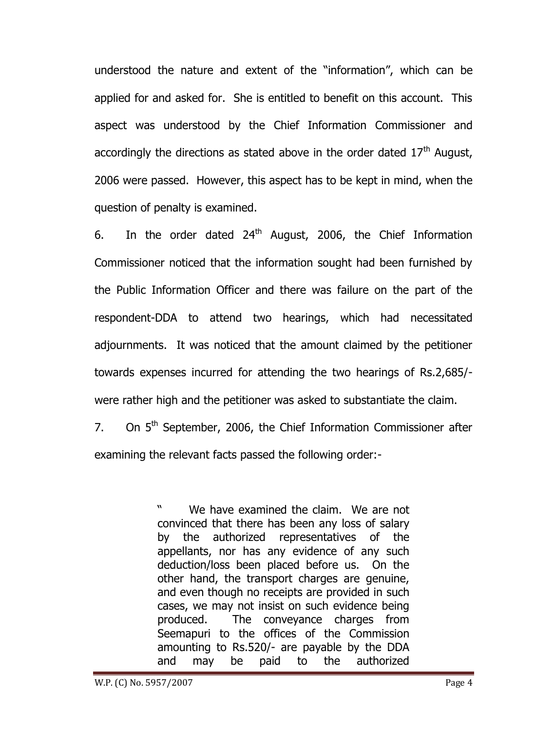understood the nature and extent of the "information", which can be applied for and asked for. She is entitled to benefit on this account. This aspect was understood by the Chief Information Commissioner and accordingly the directions as stated above in the order dated 17th August, 2006 were passed. However, this aspect has to be kept in mind, when the question of penalty is examined.

6. In the order dated 24th August, 2006, the Chief Information Commissioner noticed that the information sought had been furnished by the Public Information Officer and there was failure on the part of the respondent-DDA to attend two hearings, which had necessitated adjournments. It was noticed that the amount claimed by the petitioner towards expenses incurred for attending the two hearings of Rs.2,685/- were rather high and the petitioner was asked to substantiate the claim.

7. On 5th September, 2006, the Chief Information Commissioner after examining the relevant facts passed the following order:-

> " We have examined the claim. We are not convinced that there has been any loss of salary by the authorized representatives of the appellants, nor has any evidence of any such deduction/loss been placed before us. On the other hand, the transport charges are genuine, and even though no receipts are provided in such cases, we may not insist on such evidence being produced. The conveyance charges from Seemapuri to the offices of the Commission amounting to Rs.520/- are payable by the DDA and may be paid to the authorized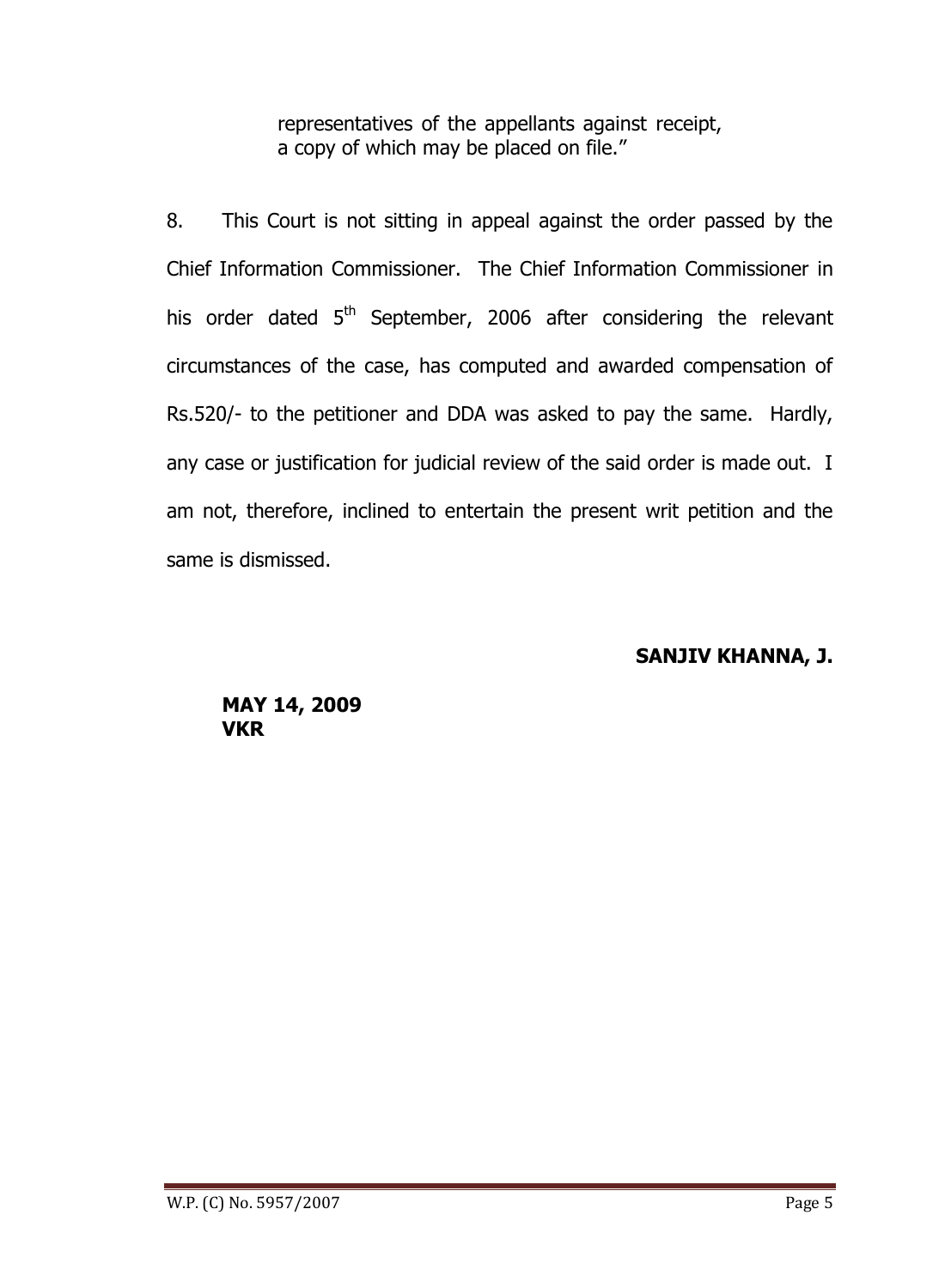representatives of the appellants against receipt, a copy of which may be placed on file."

8. This Court is not sitting in appeal against the order passed by the Chief Information Commissioner. The Chief Information Commissioner in his order dated 5th September, 2006 after considering the relevant circumstances of the case, has computed and awarded compensation of Rs.520/- to the petitioner and DDA was asked to pay the same. Hardly, any case or justification for judicial review of the said order is made out. I am not, therefore, inclined to entertain the present writ petition and the same is dismissed.

**SANJIV KHANNA, J.**

**MAY 14, 2009**
**VKR**